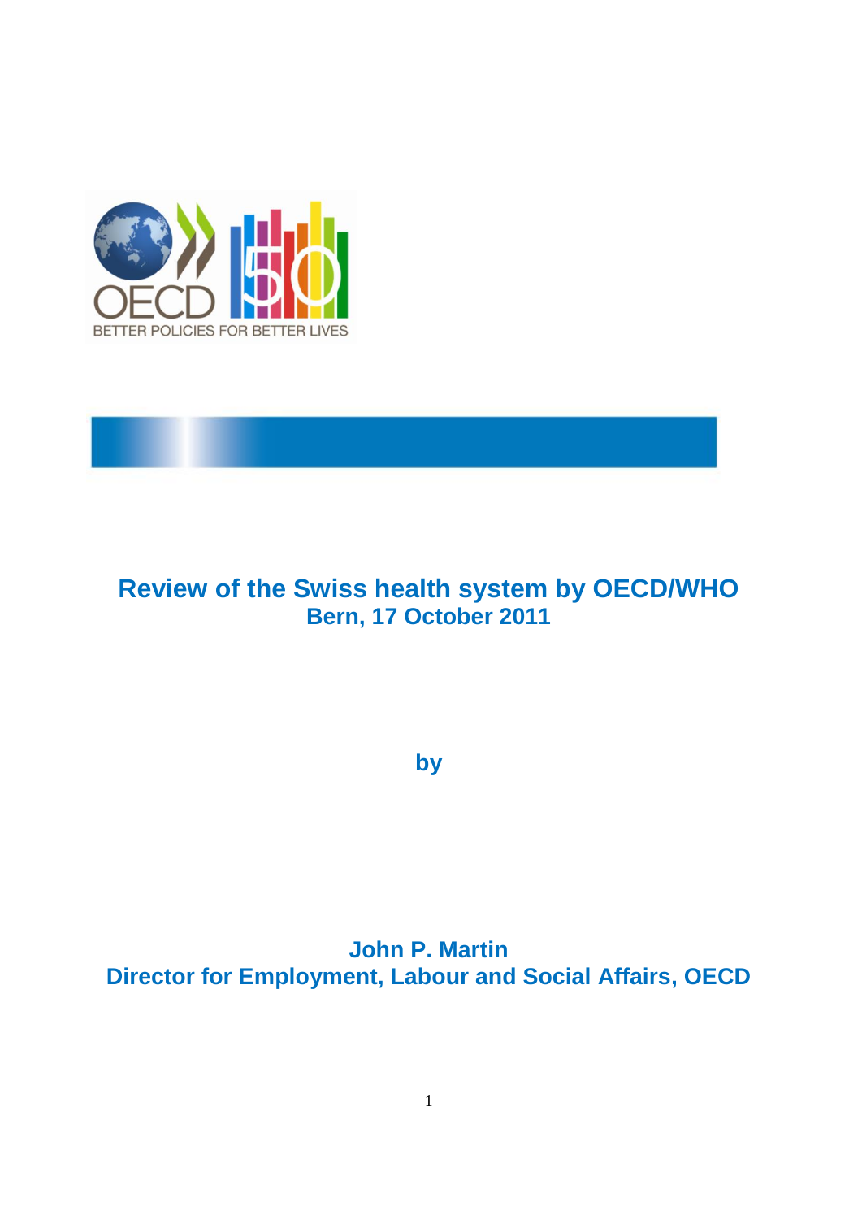# Review of the Swiss health system by OECD/WHO
## Bern, 17 October 2011

**by**

**John P. Martin**
**Director for Employment, Labour and Social Affairs, OECD**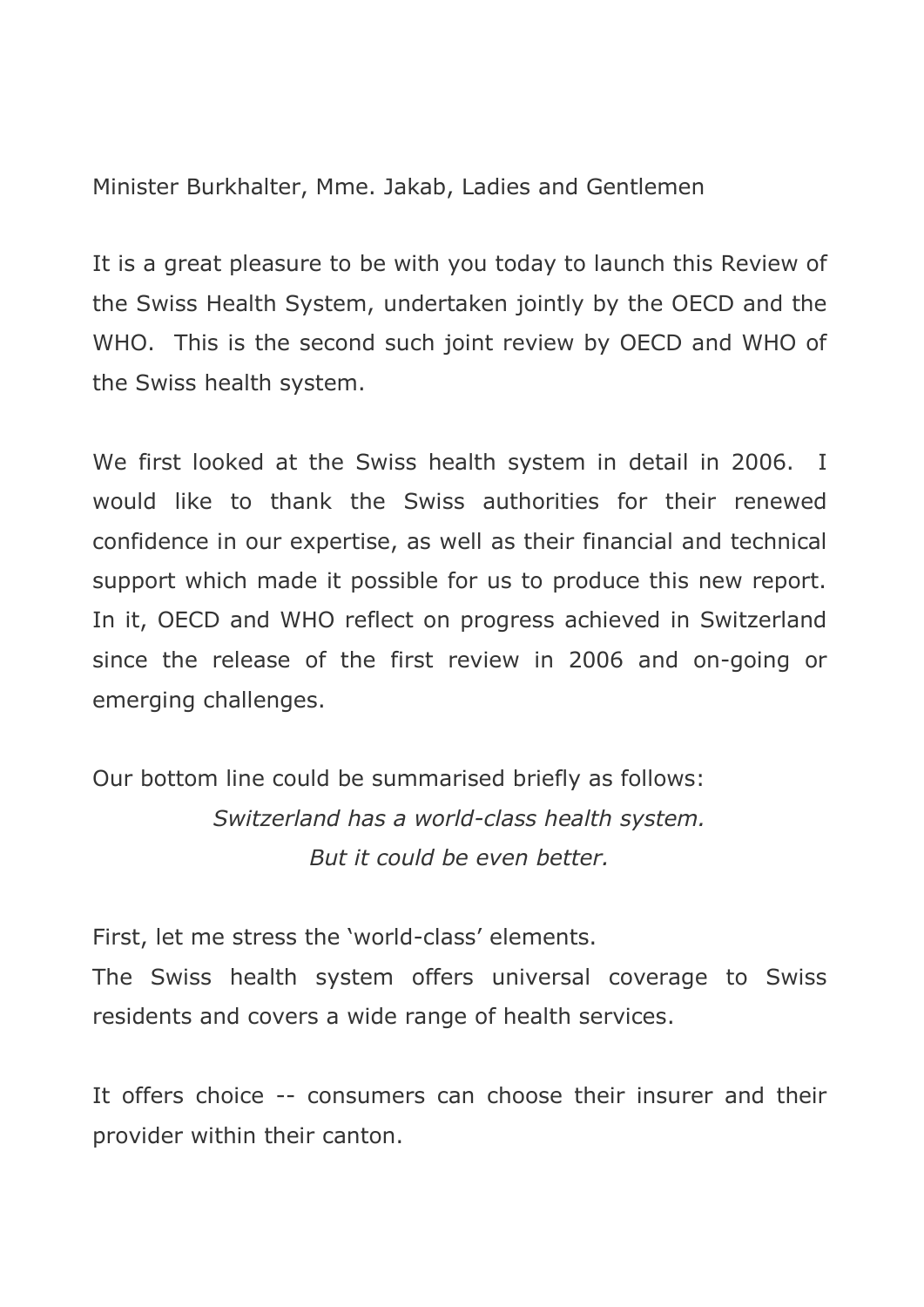Minister Burkhalter, Mme. Jakab, Ladies and Gentlemen

It is a great pleasure to be with you today to launch this Review of the Swiss Health System, undertaken jointly by the OECD and the WHO. This is the second such joint review by OECD and WHO of the Swiss health system.

We first looked at the Swiss health system in detail in 2006. I would like to thank the Swiss authorities for their renewed confidence in our expertise, as well as their financial and technical support which made it possible for us to produce this new report. In it, OECD and WHO reflect on progress achieved in Switzerland since the release of the first review in 2006 and on-going or emerging challenges.

Our bottom line could be summarised briefly as follows:

*Switzerland has a world-class health system.*
*But it could be even better.*

First, let me stress the 'world-class' elements.

The Swiss health system offers universal coverage to Swiss residents and covers a wide range of health services.

It offers choice -- consumers can choose their insurer and their provider within their canton.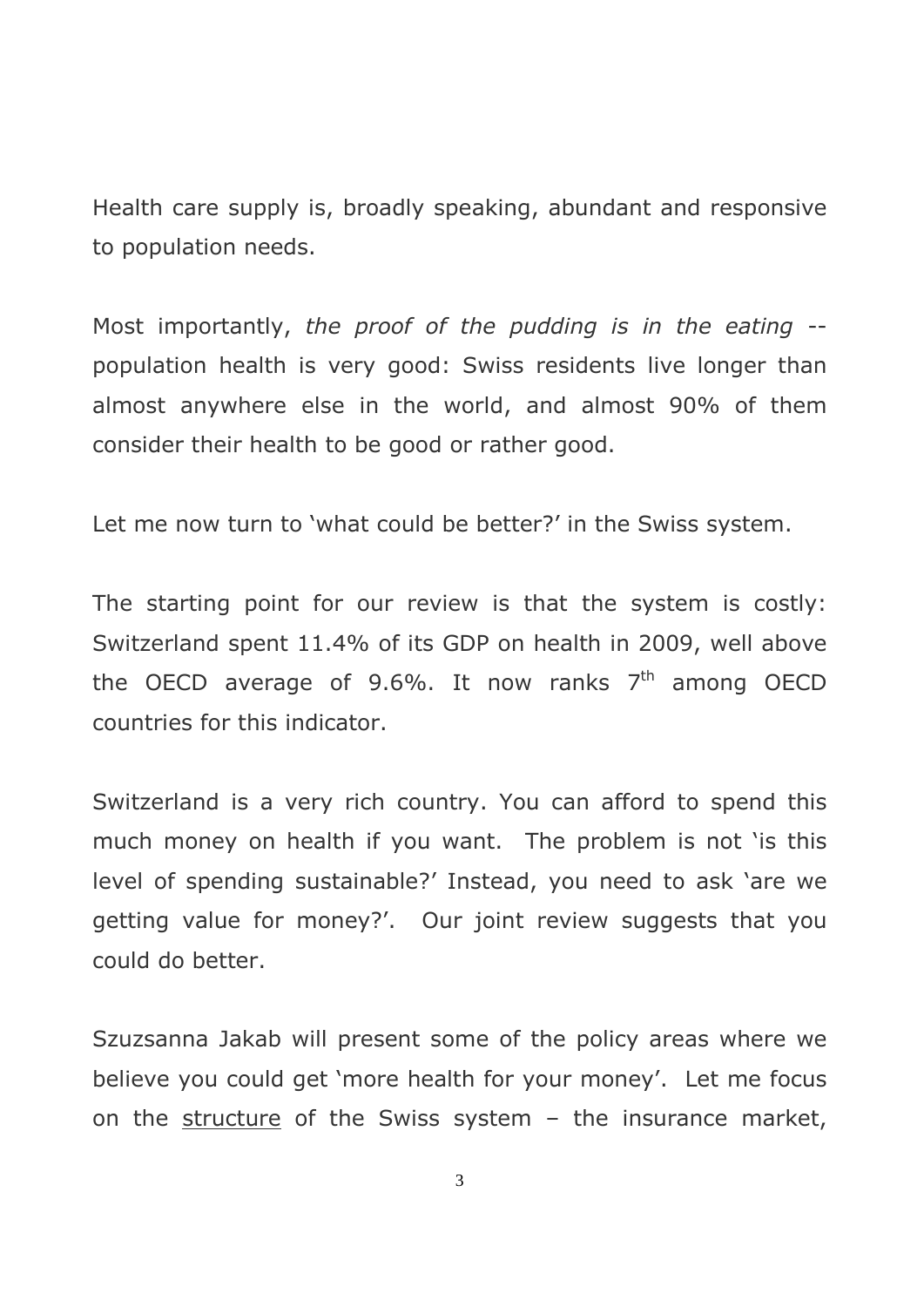Health care supply is, broadly speaking, abundant and responsive to population needs.

Most importantly, *the proof of the pudding is in the eating* -- population health is very good: Swiss residents live longer than almost anywhere else in the world, and almost 90% of them consider their health to be good or rather good.

Let me now turn to 'what could be better?' in the Swiss system.

The starting point for our review is that the system is costly: Switzerland spent 11.4% of its GDP on health in 2009, well above the OECD average of 9.6%. It now ranks 7th among OECD countries for this indicator.

Switzerland is a very rich country. You can afford to spend this much money on health if you want. The problem is not 'is this level of spending sustainable?' Instead, you need to ask 'are we getting value for money?'. Our joint review suggests that you could do better.

Szuzsanna Jakab will present some of the policy areas where we believe you could get 'more health for your money'. Let me focus on the <u>structure</u> of the Swiss system – the insurance market,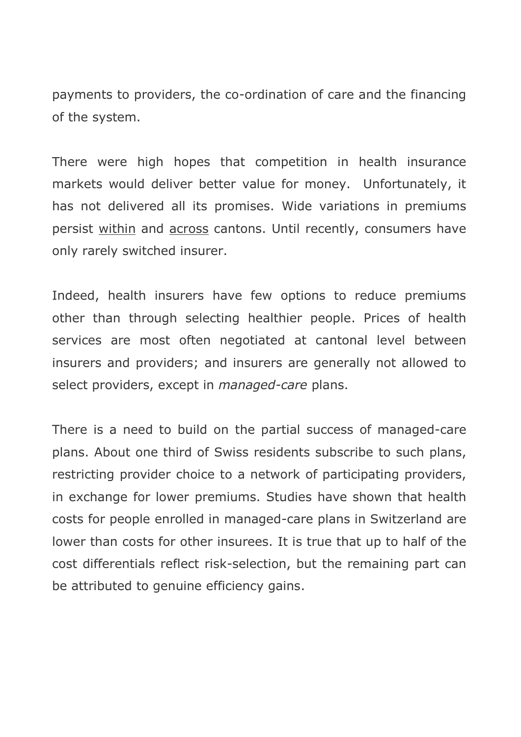payments to providers, the co-ordination of care and the financing of the system.

There were high hopes that competition in health insurance markets would deliver better value for money. Unfortunately, it has not delivered all its promises. Wide variations in premiums persist <u>within</u> and <u>across</u> cantons. Until recently, consumers have only rarely switched insurer.

Indeed, health insurers have few options to reduce premiums other than through selecting healthier people. Prices of health services are most often negotiated at cantonal level between insurers and providers; and insurers are generally not allowed to select providers, except in *managed-care* plans.

There is a need to build on the partial success of managed-care plans. About one third of Swiss residents subscribe to such plans, restricting provider choice to a network of participating providers, in exchange for lower premiums. Studies have shown that health costs for people enrolled in managed-care plans in Switzerland are lower than costs for other insurees. It is true that up to half of the cost differentials reflect risk-selection, but the remaining part can be attributed to genuine efficiency gains.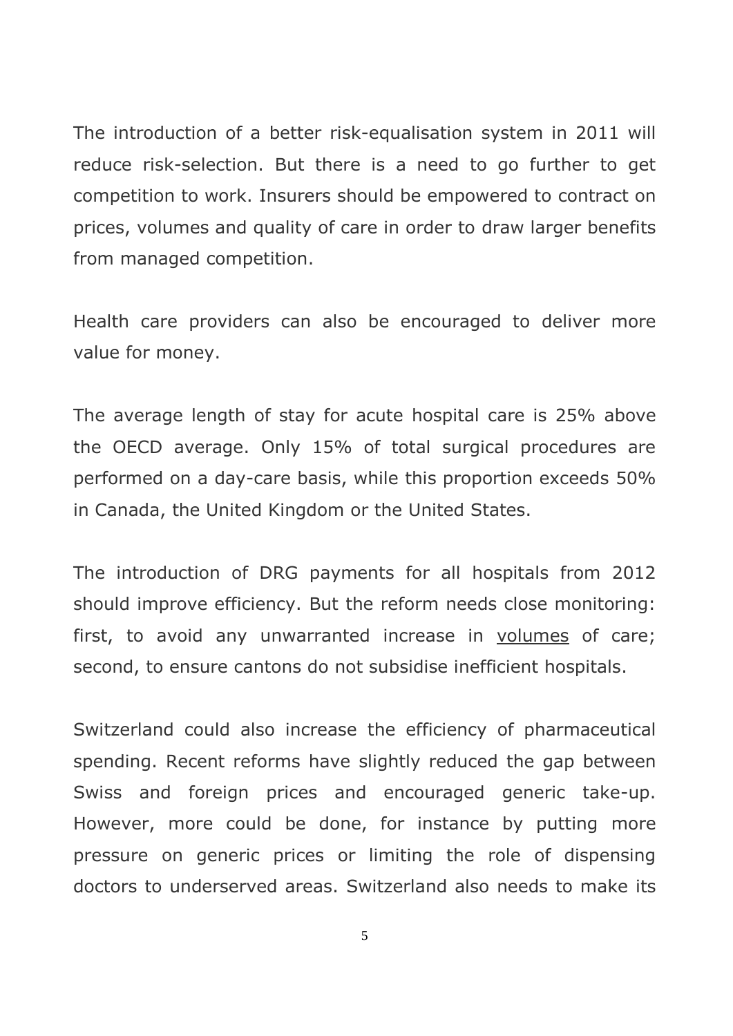The introduction of a better risk-equalisation system in 2011 will reduce risk-selection. But there is a need to go further to get competition to work. Insurers should be empowered to contract on prices, volumes and quality of care in order to draw larger benefits from managed competition.

Health care providers can also be encouraged to deliver more value for money.

The average length of stay for acute hospital care is 25% above the OECD average. Only 15% of total surgical procedures are performed on a day-care basis, while this proportion exceeds 50% in Canada, the United Kingdom or the United States.

The introduction of DRG payments for all hospitals from 2012 should improve efficiency. But the reform needs close monitoring: first, to avoid any unwarranted increase in <u>volumes</u> of care; second, to ensure cantons do not subsidise inefficient hospitals.

Switzerland could also increase the efficiency of pharmaceutical spending. Recent reforms have slightly reduced the gap between Swiss and foreign prices and encouraged generic take-up. However, more could be done, for instance by putting more pressure on generic prices or limiting the role of dispensing doctors to underserved areas. Switzerland also needs to make its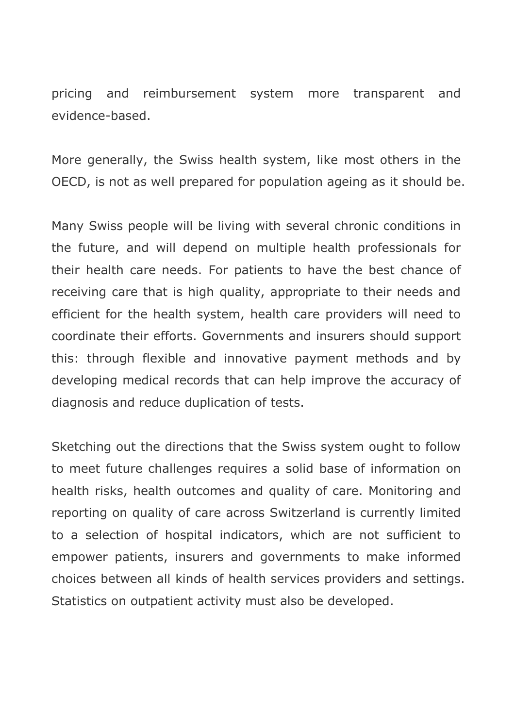pricing and reimbursement system more transparent and evidence-based.

More generally, the Swiss health system, like most others in the OECD, is not as well prepared for population ageing as it should be.

Many Swiss people will be living with several chronic conditions in the future, and will depend on multiple health professionals for their health care needs. For patients to have the best chance of receiving care that is high quality, appropriate to their needs and efficient for the health system, health care providers will need to coordinate their efforts. Governments and insurers should support this: through flexible and innovative payment methods and by developing medical records that can help improve the accuracy of diagnosis and reduce duplication of tests.

Sketching out the directions that the Swiss system ought to follow to meet future challenges requires a solid base of information on health risks, health outcomes and quality of care. Monitoring and reporting on quality of care across Switzerland is currently limited to a selection of hospital indicators, which are not sufficient to empower patients, insurers and governments to make informed choices between all kinds of health services providers and settings. Statistics on outpatient activity must also be developed.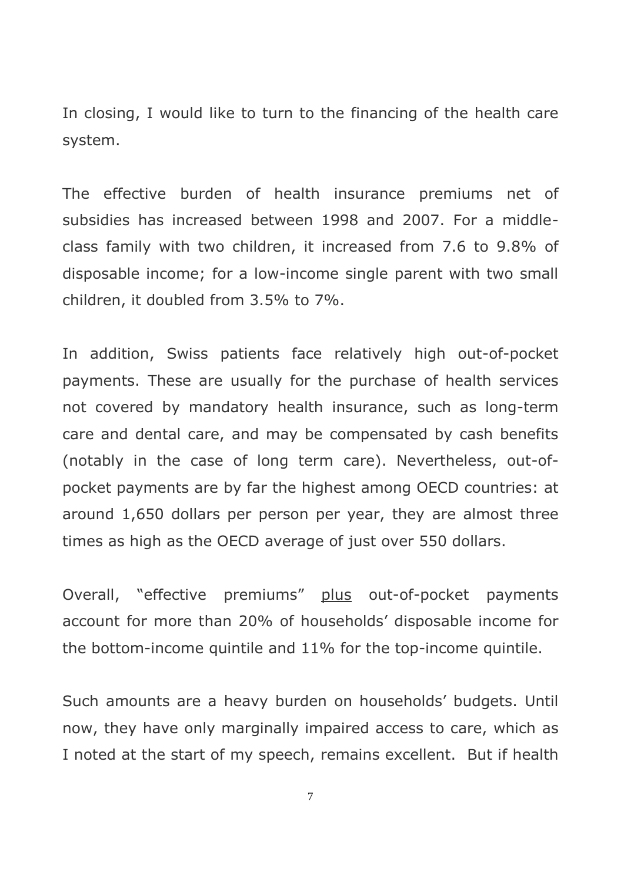In closing, I would like to turn to the financing of the health care system.

The effective burden of health insurance premiums net of subsidies has increased between 1998 and 2007. For a middle-class family with two children, it increased from 7.6 to 9.8% of disposable income; for a low-income single parent with two small children, it doubled from 3.5% to 7%.

In addition, Swiss patients face relatively high out-of-pocket payments. These are usually for the purchase of health services not covered by mandatory health insurance, such as long-term care and dental care, and may be compensated by cash benefits (notably in the case of long term care). Nevertheless, out-of-pocket payments are by far the highest among OECD countries: at around 1,650 dollars per person per year, they are almost three times as high as the OECD average of just over 550 dollars.

Overall, "effective premiums" <u>plus</u> out-of-pocket payments account for more than 20% of households' disposable income for the bottom-income quintile and 11% for the top-income quintile.

Such amounts are a heavy burden on households' budgets. Until now, they have only marginally impaired access to care, which as I noted at the start of my speech, remains excellent. But if health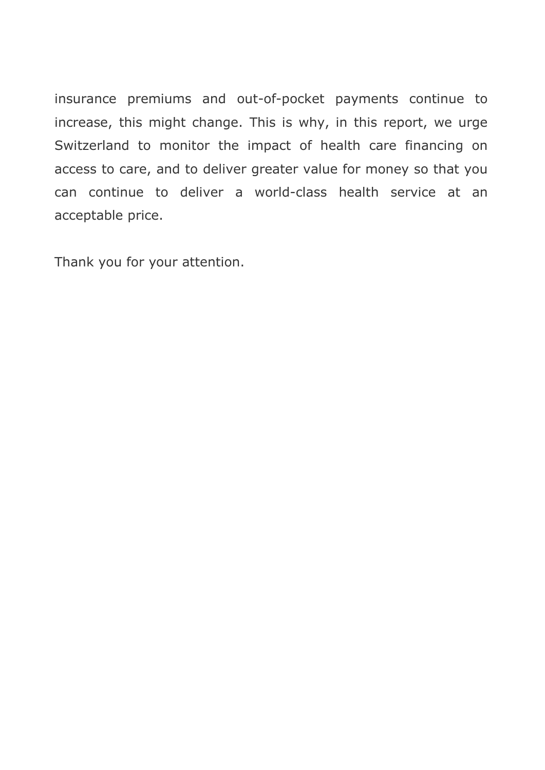insurance premiums and out-of-pocket payments continue to increase, this might change. This is why, in this report, we urge Switzerland to monitor the impact of health care financing on access to care, and to deliver greater value for money so that you can continue to deliver a world-class health service at an acceptable price.

Thank you for your attention.